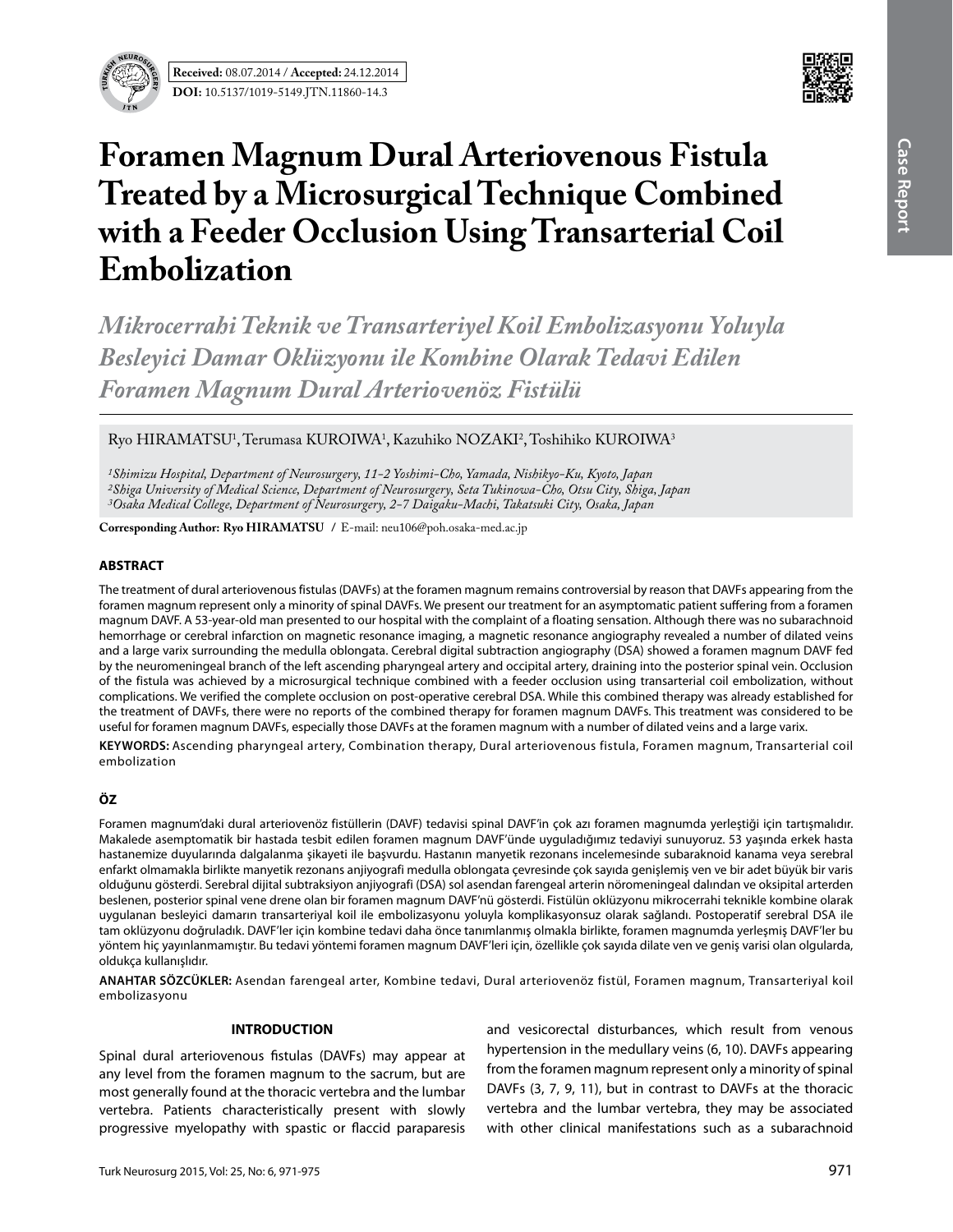**Received:** 08.07.2014 / **Accepted:** 24.12.2014

**DOI:** 10.5137/1019-5149.JTN.11860-14.3

Case Report

# Foramen Magnum Dural Arteriovenous Fistula Treated by a Microsurgical Technique Combined with a Feeder Occlusion Using Transarterial Coil Embolization

## *Mikrocerrahi Teknik ve Transarteriyel Koil Embolizasyonu Yoluyla Besleyici Damar Oklüzyonu ile Kombine Olarak Tedavi Edilen Foramen Magnum Dural Arteriovenöz Fistülü*

Ryo HIRAMATSU[1], Terumasa KUROIWA[1], Kazuhiko NOZAKI[2], Toshihiko KUROIWA[3]

*[1]Shimizu Hospital, Department of Neurosurgery, 11-2 Yoshimi-Cho, Yamada, Nishikyo-Ku, Kyoto, Japan*
*[2]Shiga University of Medical Science, Department of Neurosurgery, Seta Tukinowa-Cho, Otsu City, Shiga, Japan*
*[3]Osaka Medical College, Department of Neurosurgery, 2-7 Daigaku-Machi, Takatsuki City, Osaka, Japan*

**Corresponding Author: Ryo HIRAMATSU** / E-mail: neu106@poh.osaka-med.ac.jp

## ABSTRACT

The treatment of dural arteriovenous fistulas (DAVFs) at the foramen magnum remains controversial by reason that DAVFs appearing from the foramen magnum represent only a minority of spinal DAVFs. We present our treatment for an asymptomatic patient suffering from a foramen magnum DAVF. A 53-year-old man presented to our hospital with the complaint of a floating sensation. Although there was no subarachnoid hemorrhage or cerebral infarction on magnetic resonance imaging, a magnetic resonance angiography revealed a number of dilated veins and a large varix surrounding the medulla oblongata. Cerebral digital subtraction angiography (DSA) showed a foramen magnum DAVF fed by the neuromeningeal branch of the left ascending pharyngeal artery and occipital artery, draining into the posterior spinal vein. Occlusion of the fistula was achieved by a microsurgical technique combined with a feeder occlusion using transarterial coil embolization, without complications. We verified the complete occlusion on post-operative cerebral DSA. While this combined therapy was already established for the treatment of DAVFs, there were no reports of the combined therapy for foramen magnum DAVFs. This treatment was considered to be useful for foramen magnum DAVFs, especially those DAVFs at the foramen magnum with a number of dilated veins and a large varix.

**KEYWORDS:** Ascending pharyngeal artery, Combination therapy, Dural arteriovenous fistula, Foramen magnum, Transarterial coil embolization

## ÖZ

Foramen magnum'daki dural arteriovenöz fistüllerin (DAVF) tedavisi spinal DAVF'in çok azı foramen magnumda yerleştiği için tartışmalıdır. Makalede asemptomatik bir hastada tesbit edilen foramen magnum DAVF'ünde uyguladığımız tedaviyi sunuyoruz. 53 yaşında erkek hasta hastanemize duyularında dalgalanma şikayeti ile başvurdu. Hastanın manyetik rezonans incelemesinde subaraknoid kanama veya serebral enfarkt olmamakla birlikte manyetik rezonans anjiyografi medulla oblongata çevresinde çok sayıda genişlemiş ven ve bir adet büyük bir varis olduğunu gösterdi. Serebral dijital subtraksiyon anjiyografi (DSA) sol asendan farengeal arterin nöromeningeal dalından ve oksipital arterden beslenen, posterior spinal vene drene olan bir foramen magnum DAVF'nü gösterdi. Fistülün oklüzyonu mikrocerrahi teknikle kombine olarak uygulanan besleyici damarın transarteriyal koil ile embolizasyonu yoluyla komplikasyonsuz olarak sağlandı. Postoperatif serebral DSA ile tam oklüzyonu doğruladık. DAVF'ler için kombine tedavi daha önce tanımlanmış olmakla birlikte, foramen magnumda yerleşmiş DAVF'ler bu yöntem hiç yayınlanmamıştır. Bu tedavi yöntemi foramen magnum DAVF'leri için, özellikle çok sayıda dilate ven ve geniş varisi olan olgularda, oldukça kullanışlıdır.

**ANAHTAR SÖZCÜKLER:** Asendan farengeal arter, Kombine tedavi, Dural arteriovenöz fistül, Foramen magnum, Transarteriyal koil embolizasyonu

## INTRODUCTION

Spinal dural arteriovenous fistulas (DAVFs) may appear at any level from the foramen magnum to the sacrum, but are most generally found at the thoracic vertebra and the lumbar vertebra. Patients characteristically present with slowly progressive myelopathy with spastic or flaccid paraparesis and vesicorectal disturbances, which result from venous hypertension in the medullary veins (6, 10). DAVFs appearing from the foramen magnum represent only a minority of spinal DAVFs (3, 7, 9, 11), but in contrast to DAVFs at the thoracic vertebra and the lumbar vertebra, they may be associated with other clinical manifestations such as a subarachnoid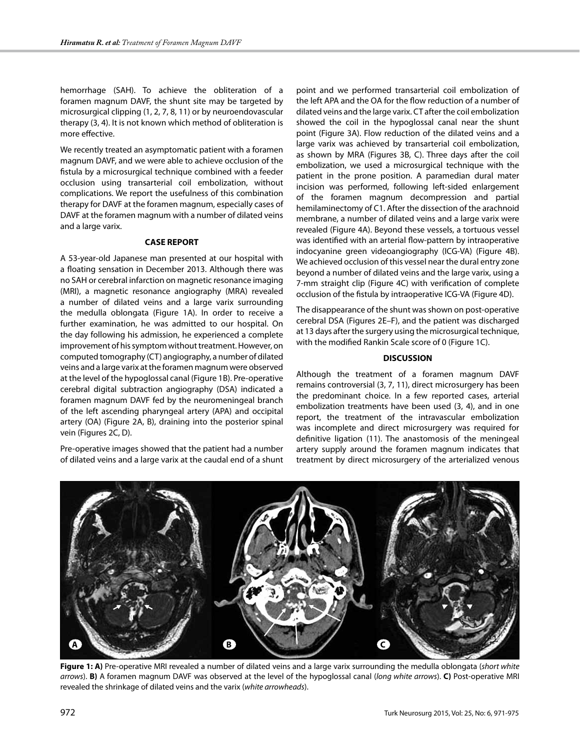hemorrhage (SAH). To achieve the obliteration of a foramen magnum DAVF, the shunt site may be targeted by microsurgical clipping (1, 2, 7, 8, 11) or by neuroendovascular therapy (3, 4). It is not known which method of obliteration is more effective.

We recently treated an asymptomatic patient with a foramen magnum DAVF, and we were able to achieve occlusion of the fistula by a microsurgical technique combined with a feeder occlusion using transarterial coil embolization, without complications. We report the usefulness of this combination therapy for DAVF at the foramen magnum, especially cases of DAVF at the foramen magnum with a number of dilated veins and a large varix.

## CASE REPORT

A 53-year-old Japanese man presented at our hospital with a floating sensation in December 2013. Although there was no SAH or cerebral infarction on magnetic resonance imaging (MRI), a magnetic resonance angiography (MRA) revealed a number of dilated veins and a large varix surrounding the medulla oblongata (Figure 1A). In order to receive a further examination, he was admitted to our hospital. On the day following his admission, he experienced a complete improvement of his symptom without treatment. However, on computed tomography (CT) angiography, a number of dilated veins and a large varix at the foramen magnum were observed at the level of the hypoglossal canal (Figure 1B). Pre-operative cerebral digital subtraction angiography (DSA) indicated a foramen magnum DAVF fed by the neuromeningeal branch of the left ascending pharyngeal artery (APA) and occipital artery (OA) (Figure 2A, B), draining into the posterior spinal vein (Figures 2C, D).

Pre-operative images showed that the patient had a number of dilated veins and a large varix at the caudal end of a shunt point and we performed transarterial coil embolization of the left APA and the OA for the flow reduction of a number of dilated veins and the large varix. CT after the coil embolization showed the coil in the hypoglossal canal near the shunt point (Figure 3A). Flow reduction of the dilated veins and a large varix was achieved by transarterial coil embolization, as shown by MRA (Figures 3B, C). Three days after the coil embolization, we used a microsurgical technique with the patient in the prone position. A paramedian dural mater incision was performed, following left-sided enlargement of the foramen magnum decompression and partial hemilaminectomy of C1. After the dissection of the arachnoid membrane, a number of dilated veins and a large varix were revealed (Figure 4A). Beyond these vessels, a tortuous vessel was identified with an arterial flow-pattern by intraoperative indocyanine green videoangiography (ICG-VA) (Figure 4B). We achieved occlusion of this vessel near the dural entry zone beyond a number of dilated veins and the large varix, using a 7-mm straight clip (Figure 4C) with verification of complete occlusion of the fistula by intraoperative ICG-VA (Figure 4D).

The disappearance of the shunt was shown on post-operative cerebral DSA (Figures 2E–F), and the patient was discharged at 13 days after the surgery using the microsurgical technique, with the modified Rankin Scale score of 0 (Figure 1C).

## DISCUSSION

Although the treatment of a foramen magnum DAVF remains controversial (3, 7, 11), direct microsurgery has been the predominant choice. In a few reported cases, arterial embolization treatments have been used (3, 4), and in one report, the treatment of the intravascular embolization was incomplete and direct microsurgery was required for definitive ligation (11). The anastomosis of the meningeal artery supply around the foramen magnum indicates that treatment by direct microsurgery of the arterialized venous

**Figure 1: A)** Pre-operative MRI revealed a number of dilated veins and a large varix surrounding the medulla oblongata (*short white arrows*). **B)** A foramen magnum DAVF was observed at the level of the hypoglossal canal (*long white arrows*). **C)** Post-operative MRI revealed the shrinkage of dilated veins and the varix (*white arrowheads*).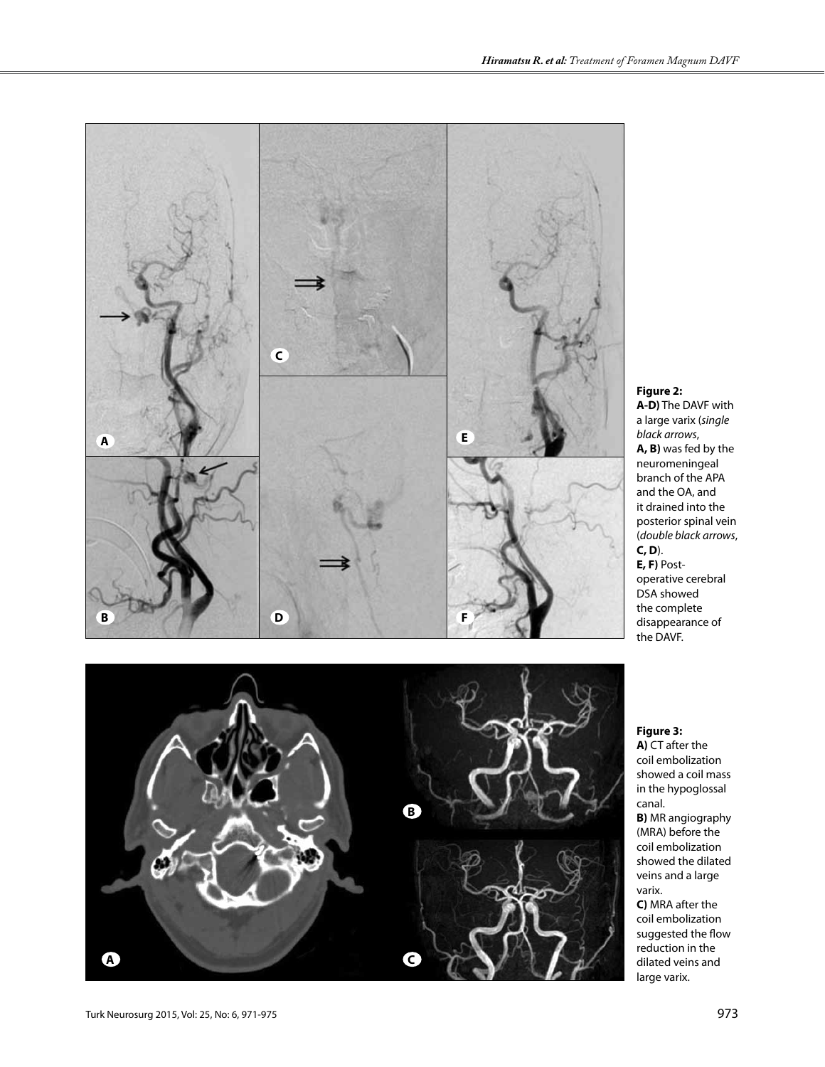**Figure 2:**
**A-D)** The DAVF with a large varix (*single black arrows*, **A, B)** was fed by the neuromeningeal branch of the APA and the OA, and it drained into the posterior spinal vein (*double black arrows*, **C, D**).
**E, F)** Post-operative cerebral DSA showed the complete disappearance of the DAVF.

**Figure 3:**
**A)** CT after the coil embolization showed a coil mass in the hypoglossal canal.
**B)** MR angiography (MRA) before the coil embolization showed the dilated veins and a large varix.
**C)** MRA after the coil embolization suggested the flow reduction in the dilated veins and large varix.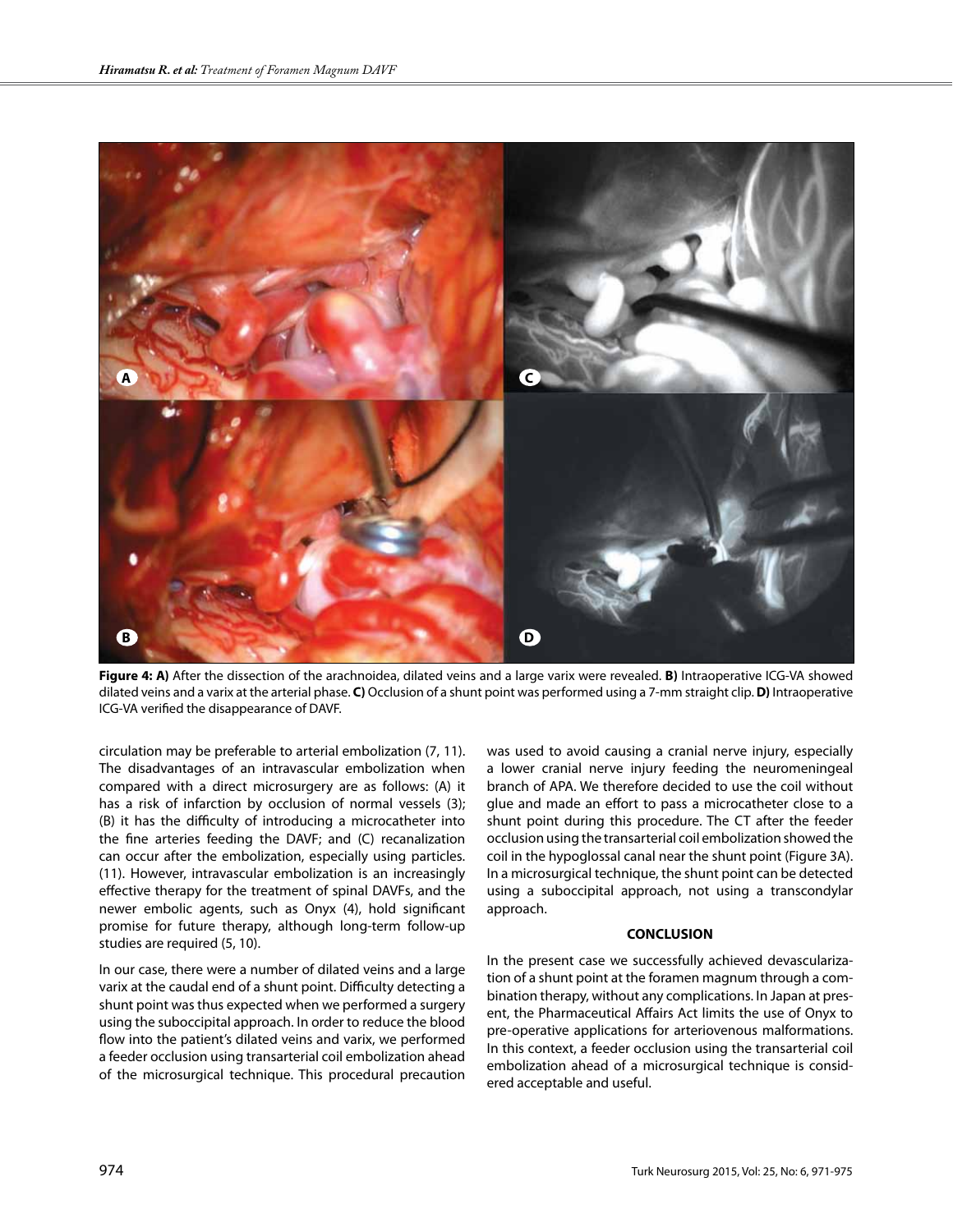**Figure 4: A)** After the dissection of the arachnoidea, dilated veins and a large varix were revealed. **B)** Intraoperative ICG-VA showed dilated veins and a varix at the arterial phase. **C)** Occlusion of a shunt point was performed using a 7-mm straight clip. **D)** Intraoperative ICG-VA verified the disappearance of DAVF.

circulation may be preferable to arterial embolization (7, 11). The disadvantages of an intravascular embolization when compared with a direct microsurgery are as follows: (A) it has a risk of infarction by occlusion of normal vessels (3); (B) it has the difficulty of introducing a microcatheter into the fine arteries feeding the DAVF; and (C) recanalization can occur after the embolization, especially using particles. (11). However, intravascular embolization is an increasingly effective therapy for the treatment of spinal DAVFs, and the newer embolic agents, such as Onyx (4), hold significant promise for future therapy, although long-term follow-up studies are required (5, 10).

In our case, there were a number of dilated veins and a large varix at the caudal end of a shunt point. Difficulty detecting a shunt point was thus expected when we performed a surgery using the suboccipital approach. In order to reduce the blood flow into the patient's dilated veins and varix, we performed a feeder occlusion using transarterial coil embolization ahead of the microsurgical technique. This procedural precaution was used to avoid causing a cranial nerve injury, especially a lower cranial nerve injury feeding the neuromeningeal branch of APA. We therefore decided to use the coil without glue and made an effort to pass a microcatheter close to a shunt point during this procedure. The CT after the feeder occlusion using the transarterial coil embolization showed the coil in the hypoglossal canal near the shunt point (Figure 3A). In a microsurgical technique, the shunt point can be detected using a suboccipital approach, not using a transcondylar approach.

## CONCLUSION

In the present case we successfully achieved devascularization of a shunt point at the foramen magnum through a combination therapy, without any complications. In Japan at present, the Pharmaceutical Affairs Act limits the use of Onyx to pre-operative applications for arteriovenous malformations. In this context, a feeder occlusion using the transarterial coil embolization ahead of a microsurgical technique is considered acceptable and useful.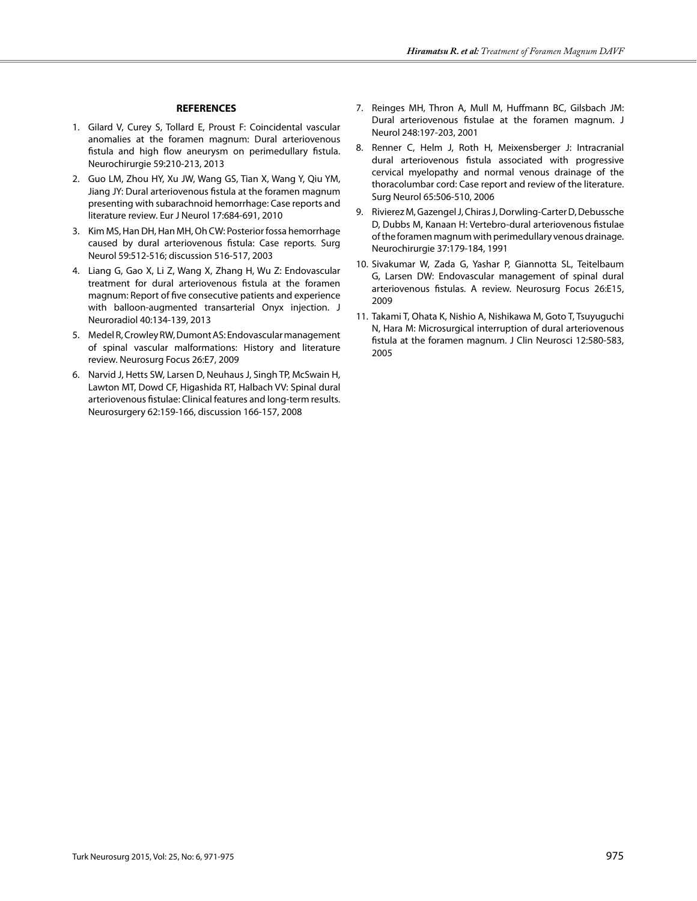## REFERENCES

1. Gilard V, Curey S, Tollard E, Proust F: Coincidental vascular anomalies at the foramen magnum: Dural arteriovenous fistula and high flow aneurysm on perimedullary fistula. Neurochirurgie 59:210-213, 2013
2. Guo LM, Zhou HY, Xu JW, Wang GS, Tian X, Wang Y, Qiu YM, Jiang JY: Dural arteriovenous fistula at the foramen magnum presenting with subarachnoid hemorrhage: Case reports and literature review. Eur J Neurol 17:684-691, 2010
3. Kim MS, Han DH, Han MH, Oh CW: Posterior fossa hemorrhage caused by dural arteriovenous fistula: Case reports. Surg Neurol 59:512-516; discussion 516-517, 2003
4. Liang G, Gao X, Li Z, Wang X, Zhang H, Wu Z: Endovascular treatment for dural arteriovenous fistula at the foramen magnum: Report of five consecutive patients and experience with balloon-augmented transarterial Onyx injection. J Neuroradiol 40:134-139, 2013
5. Medel R, Crowley RW, Dumont AS: Endovascular management of spinal vascular malformations: History and literature review. Neurosurg Focus 26:E7, 2009
6. Narvid J, Hetts SW, Larsen D, Neuhaus J, Singh TP, McSwain H, Lawton MT, Dowd CF, Higashida RT, Halbach VV: Spinal dural arteriovenous fistulae: Clinical features and long-term results. Neurosurgery 62:159-166, discussion 166-157, 2008
7. Reinges MH, Thron A, Mull M, Huffmann BC, Gilsbach JM: Dural arteriovenous fistulae at the foramen magnum. J Neurol 248:197-203, 2001
8. Renner C, Helm J, Roth H, Meixensberger J: Intracranial dural arteriovenous fistula associated with progressive cervical myelopathy and normal venous drainage of the thoracolumbar cord: Case report and review of the literature. Surg Neurol 65:506-510, 2006
9. Rivierez M, Gazengel J, Chiras J, Dorwling-Carter D, Debussche D, Dubbs M, Kanaan H: Vertebro-dural arteriovenous fistulae of the foramen magnum with perimedullary venous drainage. Neurochirurgie 37:179-184, 1991
10. Sivakumar W, Zada G, Yashar P, Giannotta SL, Teitelbaum G, Larsen DW: Endovascular management of spinal dural arteriovenous fistulas. A review. Neurosurg Focus 26:E15, 2009
11. Takami T, Ohata K, Nishio A, Nishikawa M, Goto T, Tsuyuguchi N, Hara M: Microsurgical interruption of dural arteriovenous fistula at the foramen magnum. J Clin Neurosci 12:580-583, 2005